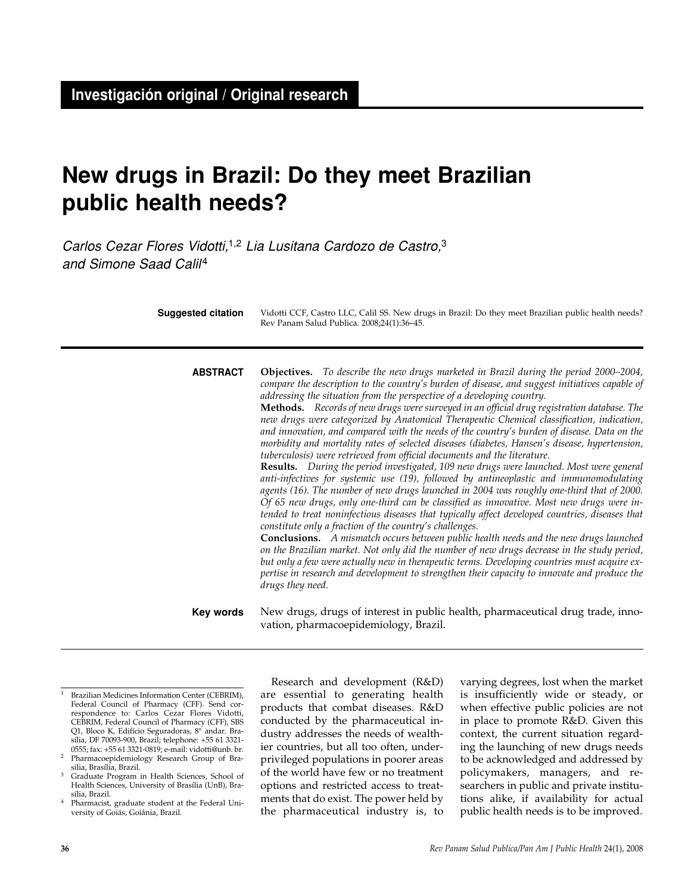Investigación original / Original research

# New drugs in Brazil: Do they meet Brazilian public health needs?

*Carlos Cezar Flores Vidotti,*[1,2] *Lia Lusitana Cardozo de Castro,*[3] *and Simone Saad Calil*[4]

**Suggested citation** Vidotti CCF, Castro LLC, Calil SS. New drugs in Brazil: Do they meet Brazilian public health needs? Rev Panam Salud Publica. 2008;24(1):36–45.

**ABSTRACT**

**Objectives.** *To describe the new drugs marketed in Brazil during the period 2000–2004, compare the description to the country's burden of disease, and suggest initiatives capable of addressing the situation from the perspective of a developing country.*

**Methods.** *Records of new drugs were surveyed in an official drug registration database. The new drugs were categorized by Anatomical Therapeutic Chemical classification, indication, and innovation, and compared with the needs of the country's burden of disease. Data on the morbidity and mortality rates of selected diseases (diabetes, Hansen's disease, hypertension, tuberculosis) were retrieved from official documents and the literature.*

**Results.** *During the period investigated, 109 new drugs were launched. Most were general anti-infectives for systemic use (19), followed by antineoplastic and immunomodulating agents (16). The number of new drugs launched in 2004 was roughly one-third that of 2000. Of 65 new drugs, only one-third can be classified as innovative. Most new drugs were intended to treat noninfectious diseases that typically affect developed countries, diseases that constitute only a fraction of the country's challenges.*

**Conclusions.** *A mismatch occurs between public health needs and the new drugs launched on the Brazilian market. Not only did the number of new drugs decrease in the study period, but only a few were actually new in therapeutic terms. Developing countries must acquire expertise in research and development to strengthen their capacity to innovate and produce the drugs they need.*

**Key words** New drugs, drugs of interest in public health, pharmaceutical drug trade, innovation, pharmacoepidemiology, Brazil.

[1] Brazilian Medicines Information Center (CEBRIM), Federal Council of Pharmacy (CFF). Send correspondence to: Carlos Cezar Flores Vidotti, CEBRIM, Federal Council of Pharmacy (CFF), SBS Q1, Bloco K, Edifício Seguradoras, 8° andar. Brasília, DF 70093-900, Brazil; telephone: +55 61 3321-0555; fax: +55 61 3321-0819; e-mail: vidotti@unb. br.

[2] Pharmacoepidemiology Research Group of Brasília, Brasília, Brazil.

[3] Graduate Program in Health Sciences, School of Health Sciences, University of Brasília (UnB), Brasília, Brazil.

[4] Pharmacist, graduate student at the Federal University of Goiás, Goiânia, Brazil.

Research and development (R&D) are essential to generating health products that combat diseases. R&D conducted by the pharmaceutical industry addresses the needs of wealthier countries, but all too often, underprivileged populations in poorer areas of the world have few or no treatment options and restricted access to treatments that do exist. The power held by the pharmaceutical industry is, to varying degrees, lost when the market is insufficiently wide or steady, or when effective public policies are not in place to promote R&D. Given this context, the current situation regarding the launching of new drugs needs to be acknowledged and addressed by policymakers, managers, and researchers in public and private institutions alike, if availability for actual public health needs is to be improved.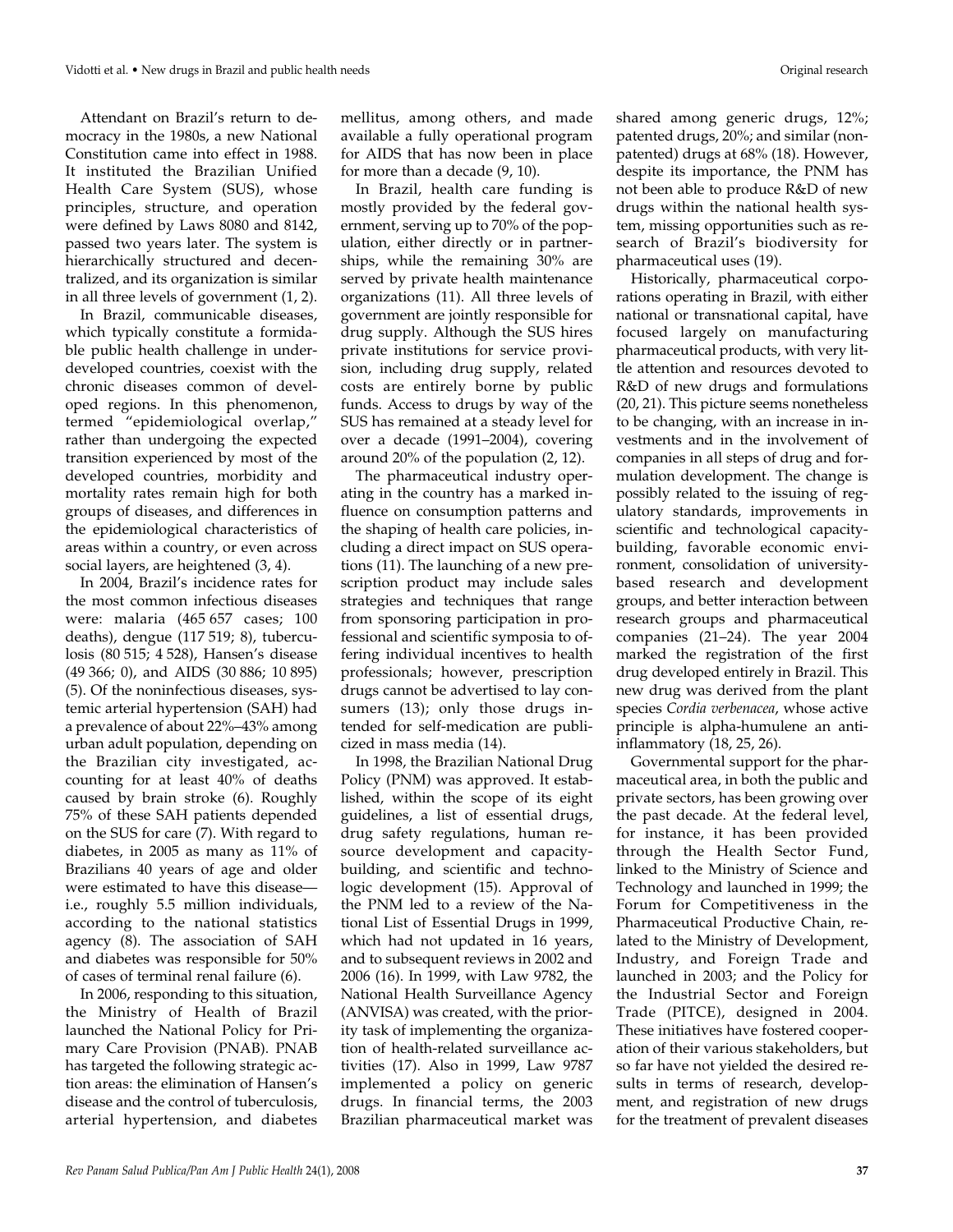Attendant on Brazil's return to democracy in the 1980s, a new National Constitution came into effect in 1988. It instituted the Brazilian Unified Health Care System (SUS), whose principles, structure, and operation were defined by Laws 8080 and 8142, passed two years later. The system is hierarchically structured and decentralized, and its organization is similar in all three levels of government (1, 2).

In Brazil, communicable diseases, which typically constitute a formidable public health challenge in underdeveloped countries, coexist with the chronic diseases common of developed regions. In this phenomenon, termed "epidemiological overlap," rather than undergoing the expected transition experienced by most of the developed countries, morbidity and mortality rates remain high for both groups of diseases, and differences in the epidemiological characteristics of areas within a country, or even across social layers, are heightened (3, 4).

In 2004, Brazil's incidence rates for the most common infectious diseases were: malaria (465 657 cases; 100 deaths), dengue (117 519; 8), tuberculosis (80 515; 4 528), Hansen's disease (49 366; 0), and AIDS (30 886; 10 895) (5). Of the noninfectious diseases, systemic arterial hypertension (SAH) had a prevalence of about 22%–43% among urban adult population, depending on the Brazilian city investigated, accounting for at least 40% of deaths caused by brain stroke (6). Roughly 75% of these SAH patients depended on the SUS for care (7). With regard to diabetes, in 2005 as many as 11% of Brazilians 40 years of age and older were estimated to have this disease—i.e., roughly 5.5 million individuals, according to the national statistics agency (8). The association of SAH and diabetes was responsible for 50% of cases of terminal renal failure (6).

In 2006, responding to this situation, the Ministry of Health of Brazil launched the National Policy for Primary Care Provision (PNAB). PNAB has targeted the following strategic action areas: the elimination of Hansen's disease and the control of tuberculosis, arterial hypertension, and diabetes mellitus, among others, and made available a fully operational program for AIDS that has now been in place for more than a decade (9, 10).

In Brazil, health care funding is mostly provided by the federal government, serving up to 70% of the population, either directly or in partnerships, while the remaining 30% are served by private health maintenance organizations (11). All three levels of government are jointly responsible for drug supply. Although the SUS hires private institutions for service provision, including drug supply, related costs are entirely borne by public funds. Access to drugs by way of the SUS has remained at a steady level for over a decade (1991–2004), covering around 20% of the population (2, 12).

The pharmaceutical industry operating in the country has a marked influence on consumption patterns and the shaping of health care policies, including a direct impact on SUS operations (11). The launching of a new prescription product may include sales strategies and techniques that range from sponsoring participation in professional and scientific symposia to offering individual incentives to health professionals; however, prescription drugs cannot be advertised to lay consumers (13); only those drugs intended for self-medication are publicized in mass media (14).

In 1998, the Brazilian National Drug Policy (PNM) was approved. It established, within the scope of its eight guidelines, a list of essential drugs, drug safety regulations, human resource development and capacity-building, and scientific and technologic development (15). Approval of the PNM led to a review of the National List of Essential Drugs in 1999, which had not updated in 16 years, and to subsequent reviews in 2002 and 2006 (16). In 1999, with Law 9782, the National Health Surveillance Agency (ANVISA) was created, with the priority task of implementing the organization of health-related surveillance activities (17). Also in 1999, Law 9787 implemented a policy on generic drugs. In financial terms, the 2003 Brazilian pharmaceutical market was shared among generic drugs, 12%; patented drugs, 20%; and similar (non-patented) drugs at 68% (18). However, despite its importance, the PNM has not been able to produce R&D of new drugs within the national health system, missing opportunities such as research of Brazil's biodiversity for pharmaceutical uses (19).

Historically, pharmaceutical corporations operating in Brazil, with either national or transnational capital, have focused largely on manufacturing pharmaceutical products, with very little attention and resources devoted to R&D of new drugs and formulations (20, 21). This picture seems nonetheless to be changing, with an increase in investments and in the involvement of companies in all steps of drug and formulation development. The change is possibly related to the issuing of regulatory standards, improvements in scientific and technological capacity-building, favorable economic environment, consolidation of university-based research and development groups, and better interaction between research groups and pharmaceutical companies (21–24). The year 2004 marked the registration of the first drug developed entirely in Brazil. This new drug was derived from the plant species *Cordia verbenacea*, whose active principle is alpha-humulene an anti-inflammatory (18, 25, 26).

Governmental support for the pharmaceutical area, in both the public and private sectors, has been growing over the past decade. At the federal level, for instance, it has been provided through the Health Sector Fund, linked to the Ministry of Science and Technology and launched in 1999; the Forum for Competitiveness in the Pharmaceutical Productive Chain, related to the Ministry of Development, Industry, and Foreign Trade and launched in 2003; and the Policy for the Industrial Sector and Foreign Trade (PITCE), designed in 2004. These initiatives have fostered cooperation of their various stakeholders, but so far have not yielded the desired results in terms of research, development, and registration of new drugs for the treatment of prevalent diseases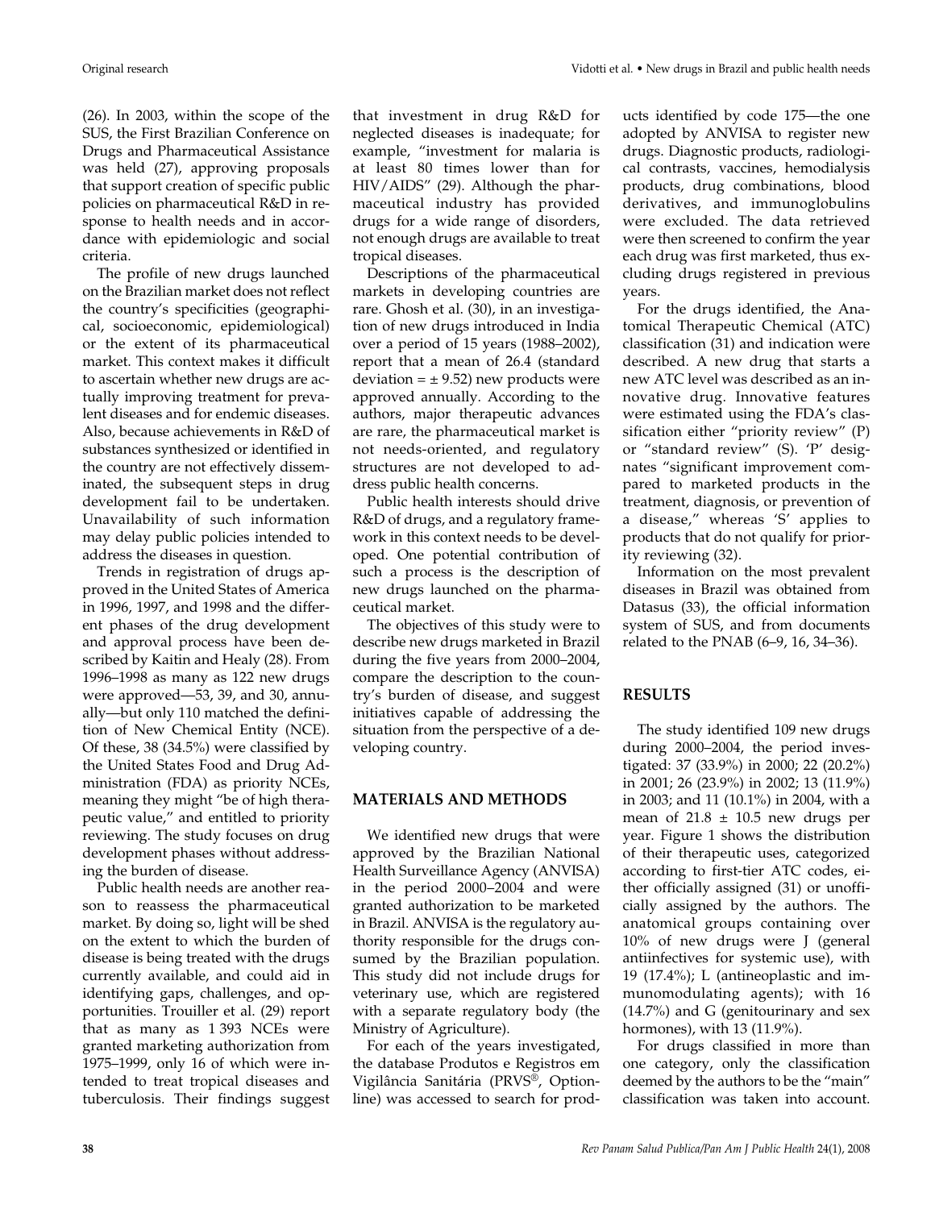(26). In 2003, within the scope of the SUS, the First Brazilian Conference on Drugs and Pharmaceutical Assistance was held (27), approving proposals that support creation of specific public policies on pharmaceutical R&D in response to health needs and in accordance with epidemiologic and social criteria.

The profile of new drugs launched on the Brazilian market does not reflect the country's specificities (geographical, socioeconomic, epidemiological) or the extent of its pharmaceutical market. This context makes it difficult to ascertain whether new drugs are actually improving treatment for prevalent diseases and for endemic diseases. Also, because achievements in R&D of substances synthesized or identified in the country are not effectively disseminated, the subsequent steps in drug development fail to be undertaken. Unavailability of such information may delay public policies intended to address the diseases in question.

Trends in registration of drugs approved in the United States of America in 1996, 1997, and 1998 and the different phases of the drug development and approval process have been described by Kaitin and Healy (28). From 1996–1998 as many as 122 new drugs were approved—53, 39, and 30, annually—but only 110 matched the definition of New Chemical Entity (NCE). Of these, 38 (34.5%) were classified by the United States Food and Drug Administration (FDA) as priority NCEs, meaning they might "be of high therapeutic value," and entitled to priority reviewing. The study focuses on drug development phases without addressing the burden of disease.

Public health needs are another reason to reassess the pharmaceutical market. By doing so, light will be shed on the extent to which the burden of disease is being treated with the drugs currently available, and could aid in identifying gaps, challenges, and opportunities. Trouiller et al. (29) report that as many as 1 393 NCEs were granted marketing authorization from 1975–1999, only 16 of which were intended to treat tropical diseases and tuberculosis. Their findings suggest that investment in drug R&D for neglected diseases is inadequate; for example, "investment for malaria is at least 80 times lower than for HIV/AIDS" (29). Although the pharmaceutical industry has provided drugs for a wide range of disorders, not enough drugs are available to treat tropical diseases.

Descriptions of the pharmaceutical markets in developing countries are rare. Ghosh et al. (30), in an investigation of new drugs introduced in India over a period of 15 years (1988–2002), report that a mean of 26.4 (standard deviation = ± 9.52) new products were approved annually. According to the authors, major therapeutic advances are rare, the pharmaceutical market is not needs-oriented, and regulatory structures are not developed to address public health concerns.

Public health interests should drive R&D of drugs, and a regulatory framework in this context needs to be developed. One potential contribution of such a process is the description of new drugs launched on the pharmaceutical market.

The objectives of this study were to describe new drugs marketed in Brazil during the five years from 2000–2004, compare the description to the country's burden of disease, and suggest initiatives capable of addressing the situation from the perspective of a developing country.

## MATERIALS AND METHODS

We identified new drugs that were approved by the Brazilian National Health Surveillance Agency (ANVISA) in the period 2000–2004 and were granted authorization to be marketed in Brazil. ANVISA is the regulatory authority responsible for the drugs consumed by the Brazilian population. This study did not include drugs for veterinary use, which are registered with a separate regulatory body (the Ministry of Agriculture).

For each of the years investigated, the database Produtos e Registros em Vigilância Sanitária (PRVS®, Optionline) was accessed to search for products identified by code 175—the one adopted by ANVISA to register new drugs. Diagnostic products, radiological contrasts, vaccines, hemodialysis products, drug combinations, blood derivatives, and immunoglobulins were excluded. The data retrieved were then screened to confirm the year each drug was first marketed, thus excluding drugs registered in previous years.

For the drugs identified, the Anatomical Therapeutic Chemical (ATC) classification (31) and indication were described. A new drug that starts a new ATC level was described as an innovative drug. Innovative features were estimated using the FDA's classification either "priority review" (P) or "standard review" (S). 'P' designates "significant improvement compared to marketed products in the treatment, diagnosis, or prevention of a disease," whereas 'S' applies to products that do not qualify for priority reviewing (32).

Information on the most prevalent diseases in Brazil was obtained from Datasus (33), the official information system of SUS, and from documents related to the PNAB (6–9, 16, 34–36).

## RESULTS

The study identified 109 new drugs during 2000–2004, the period investigated: 37 (33.9%) in 2000; 22 (20.2%) in 2001; 26 (23.9%) in 2002; 13 (11.9%) in 2003; and 11 (10.1%) in 2004, with a mean of 21.8 ± 10.5 new drugs per year. Figure 1 shows the distribution of their therapeutic uses, categorized according to first-tier ATC codes, either officially assigned (31) or unofficially assigned by the authors. The anatomical groups containing over 10% of new drugs were J (general antiinfectives for systemic use), with 19 (17.4%); L (antineoplastic and immunomodulating agents); with 16 (14.7%) and G (genitourinary and sex hormones), with 13 (11.9%).

For drugs classified in more than one category, only the classification deemed by the authors to be the "main" classification was taken into account.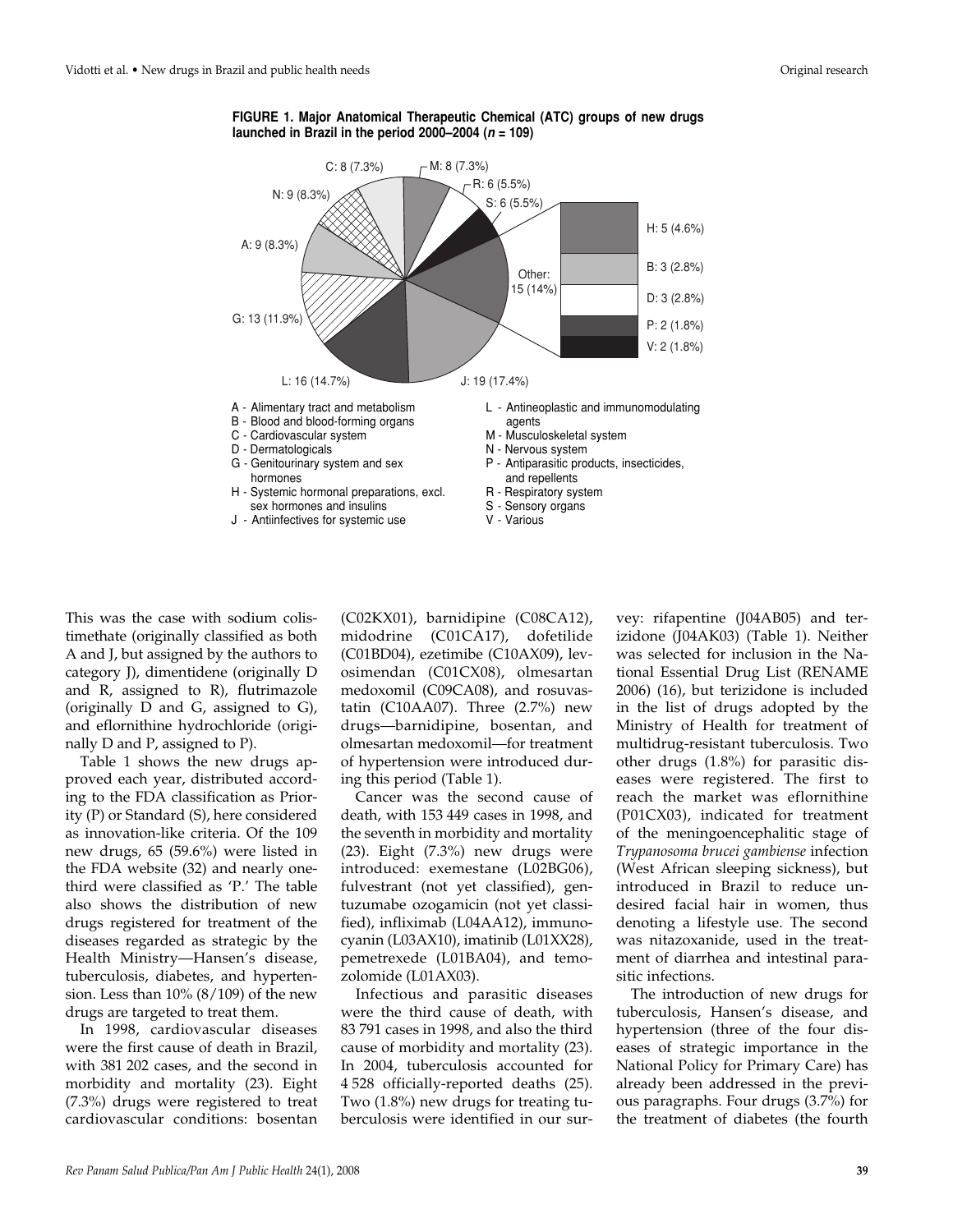**FIGURE 1. Major Anatomical Therapeutic Chemical (ATC) groups of new drugs launched in Brazil in the period 2000–2004 (*n* = 109)**

C: 8 (7.3%); M: 8 (7.3%); R: 6 (5.5%); S: 6 (5.5%); Other: 15 (14%) — H: 5 (4.6%), B: 3 (2.8%), D: 3 (2.8%), P: 2 (1.8%), V: 2 (1.8%); J: 19 (17.4%); L: 16 (14.7%); G: 13 (11.9%); A: 9 (8.3%); N: 9 (8.3%)

A - Alimentary tract and metabolism
B - Blood and blood-forming organs
C - Cardiovascular system
D - Dermatologicals
G - Genitourinary system and sex hormones
H - Systemic hormonal preparations, excl. sex hormones and insulins
J - Antiinfectives for systemic use
L - Antineoplastic and immunomodulating agents
M - Musculoskeletal system
N - Nervous system
P - Antiparasitic products, insecticides, and repellents
R - Respiratory system
S - Sensory organs
V - Various

This was the case with sodium colistimethate (originally classified as both A and J, but assigned by the authors to category J), dimentidene (originally D and R, assigned to R), flutrimazole (originally D and G, assigned to G), and eflornithine hydrochloride (originally D and P, assigned to P).

Table 1 shows the new drugs approved each year, distributed according to the FDA classification as Priority (P) or Standard (S), here considered as innovation-like criteria. Of the 109 new drugs, 65 (59.6%) were listed in the FDA website (32) and nearly one-third were classified as 'P.' The table also shows the distribution of new drugs registered for treatment of the diseases regarded as strategic by the Health Ministry—Hansen's disease, tuberculosis, diabetes, and hypertension. Less than 10% (8/109) of the new drugs are targeted to treat them.

In 1998, cardiovascular diseases were the first cause of death in Brazil, with 381 202 cases, and the second in morbidity and mortality (23). Eight (7.3%) drugs were registered to treat cardiovascular conditions: bosentan (C02KX01), barnidipine (C08CA12), midodrine (C01CA17), dofetilide (C01BD04), ezetimibe (C10AX09), levosimendan (C01CX08), olmesartan medoxomil (C09CA08), and rosuvastatin (C10AA07). Three (2.7%) new drugs—barnidipine, bosentan, and olmesartan medoxomil—for treatment of hypertension were introduced during this period (Table 1).

Cancer was the second cause of death, with 153 449 cases in 1998, and the seventh in morbidity and mortality (23). Eight (7.3%) new drugs were introduced: exemestane (L02BG06), fulvestrant (not yet classified), gentuzumabe ozogamicin (not yet classified), infliximab (L04AA12), immunocyanin (L03AX10), imatinib (L01XX28), pemetrexede (L01BA04), and temozolomide (L01AX03).

Infectious and parasitic diseases were the third cause of death, with 83 791 cases in 1998, and also the third cause of morbidity and mortality (23). In 2004, tuberculosis accounted for 4 528 officially-reported deaths (25). Two (1.8%) new drugs for treating tuberculosis were identified in our survey: rifapentine (J04AB05) and terizidone (J04AK03) (Table 1). Neither was selected for inclusion in the National Essential Drug List (RENAME 2006) (16), but terizidone is included in the list of drugs adopted by the Ministry of Health for treatment of multidrug-resistant tuberculosis. Two other drugs (1.8%) for parasitic diseases were registered. The first to reach the market was eflornithine (P01CX03), indicated for treatment of the meningoencephalitic stage of *Trypanosoma brucei gambiense* infection (West African sleeping sickness), but introduced in Brazil to reduce undesired facial hair in women, thus denoting a lifestyle use. The second was nitazoxanide, used in the treatment of diarrhea and intestinal parasitic infections.

The introduction of new drugs for tuberculosis, Hansen's disease, and hypertension (three of the four diseases of strategic importance in the National Policy for Primary Care) has already been addressed in the previous paragraphs. Four drugs (3.7%) for the treatment of diabetes (the fourth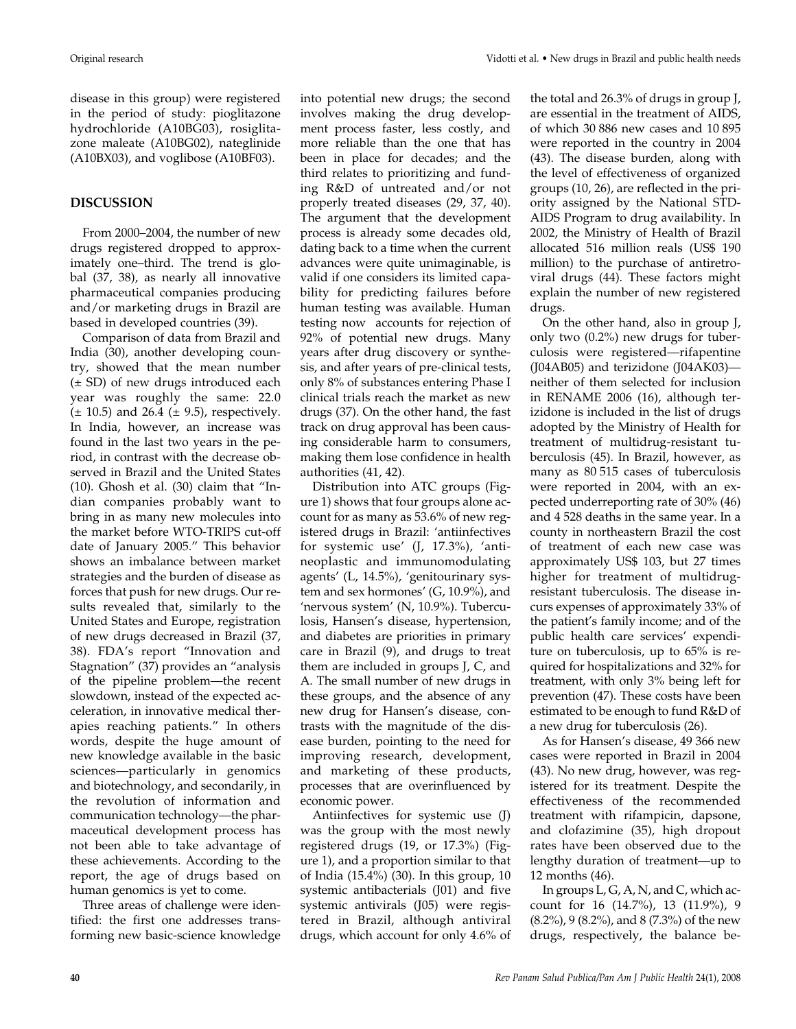disease in this group) were registered in the period of study: pioglitazone hydrochloride (A10BG03), rosiglitazone maleate (A10BG02), nateglinide (A10BX03), and voglibose (A10BF03).

## DISCUSSION

From 2000–2004, the number of new drugs registered dropped to approximately one–third. The trend is global (37, 38), as nearly all innovative pharmaceutical companies producing and/or marketing drugs in Brazil are based in developed countries (39).

Comparison of data from Brazil and India (30), another developing country, showed that the mean number (± SD) of new drugs introduced each year was roughly the same: 22.0 (± 10.5) and 26.4 (± 9.5), respectively. In India, however, an increase was found in the last two years in the period, in contrast with the decrease observed in Brazil and the United States (10). Ghosh et al. (30) claim that "Indian companies probably want to bring in as many new molecules into the market before WTO-TRIPS cut-off date of January 2005." This behavior shows an imbalance between market strategies and the burden of disease as forces that push for new drugs. Our results revealed that, similarly to the United States and Europe, registration of new drugs decreased in Brazil (37, 38). FDA's report "Innovation and Stagnation" (37) provides an "analysis of the pipeline problem—the recent slowdown, instead of the expected acceleration, in innovative medical therapies reaching patients." In others words, despite the huge amount of new knowledge available in the basic sciences—particularly in genomics and biotechnology, and secondarily, in the revolution of information and communication technology—the pharmaceutical development process has not been able to take advantage of these achievements. According to the report, the age of drugs based on human genomics is yet to come.

Three areas of challenge were identified: the first one addresses transforming new basic-science knowledge into potential new drugs; the second involves making the drug development process faster, less costly, and more reliable than the one that has been in place for decades; and the third relates to prioritizing and funding R&D of untreated and/or not properly treated diseases (29, 37, 40). The argument that the development process is already some decades old, dating back to a time when the current advances were quite unimaginable, is valid if one considers its limited capability for predicting failures before human testing was available. Human testing now accounts for rejection of 92% of potential new drugs. Many years after drug discovery or synthesis, and after years of pre-clinical tests, only 8% of substances entering Phase I clinical trials reach the market as new drugs (37). On the other hand, the fast track on drug approval has been causing considerable harm to consumers, making them lose confidence in health authorities (41, 42).

Distribution into ATC groups (Figure 1) shows that four groups alone account for as many as 53.6% of new registered drugs in Brazil: 'antiinfectives for systemic use' (J, 17.3%), 'antineoplastic and immunomodulating agents' (L, 14.5%), 'genitourinary system and sex hormones' (G, 10.9%), and 'nervous system' (N, 10.9%). Tuberculosis, Hansen's disease, hypertension, and diabetes are priorities in primary care in Brazil (9), and drugs to treat them are included in groups J, C, and A. The small number of new drugs in these groups, and the absence of any new drug for Hansen's disease, contrasts with the magnitude of the disease burden, pointing to the need for improving research, development, and marketing of these products, processes that are overinfluenced by economic power.

Antiinfectives for systemic use (J) was the group with the most newly registered drugs (19, or 17.3%) (Figure 1), and a proportion similar to that of India (15.4%) (30). In this group, 10 systemic antibacterials (J01) and five systemic antivirals (J05) were registered in Brazil, although antiviral drugs, which account for only 4.6% of the total and 26.3% of drugs in group J, are essential in the treatment of AIDS, of which 30 886 new cases and 10 895 were reported in the country in 2004 (43). The disease burden, along with the level of effectiveness of organized groups (10, 26), are reflected in the priority assigned by the National STD-AIDS Program to drug availability. In 2002, the Ministry of Health of Brazil allocated 516 million reals (US$ 190 million) to the purchase of antiretroviral drugs (44). These factors might explain the number of new registered drugs.

On the other hand, also in group J, only two (0.2%) new drugs for tuberculosis were registered—rifapentine (J04AB05) and terizidone (J04AK03)—neither of them selected for inclusion in RENAME 2006 (16), although terizidone is included in the list of drugs adopted by the Ministry of Health for treatment of multidrug-resistant tuberculosis (45). In Brazil, however, as many as 80 515 cases of tuberculosis were reported in 2004, with an expected underreporting rate of 30% (46) and 4 528 deaths in the same year. In a county in northeastern Brazil the cost of treatment of each new case was approximately US$ 103, but 27 times higher for treatment of multidrug-resistant tuberculosis. The disease incurs expenses of approximately 33% of the patient's family income; and of the public health care services' expenditure on tuberculosis, up to 65% is required for hospitalizations and 32% for treatment, with only 3% being left for prevention (47). These costs have been estimated to be enough to fund R&D of a new drug for tuberculosis (26).

As for Hansen's disease, 49 366 new cases were reported in Brazil in 2004 (43). No new drug, however, was registered for its treatment. Despite the effectiveness of the recommended treatment with rifampicin, dapsone, and clofazimine (35), high dropout rates have been observed due to the lengthy duration of treatment—up to 12 months (46).

In groups L, G, A, N, and C, which account for 16 (14.7%), 13 (11.9%), 9 (8.2%), 9 (8.2%), and 8 (7.3%) of the new drugs, respectively, the balance be-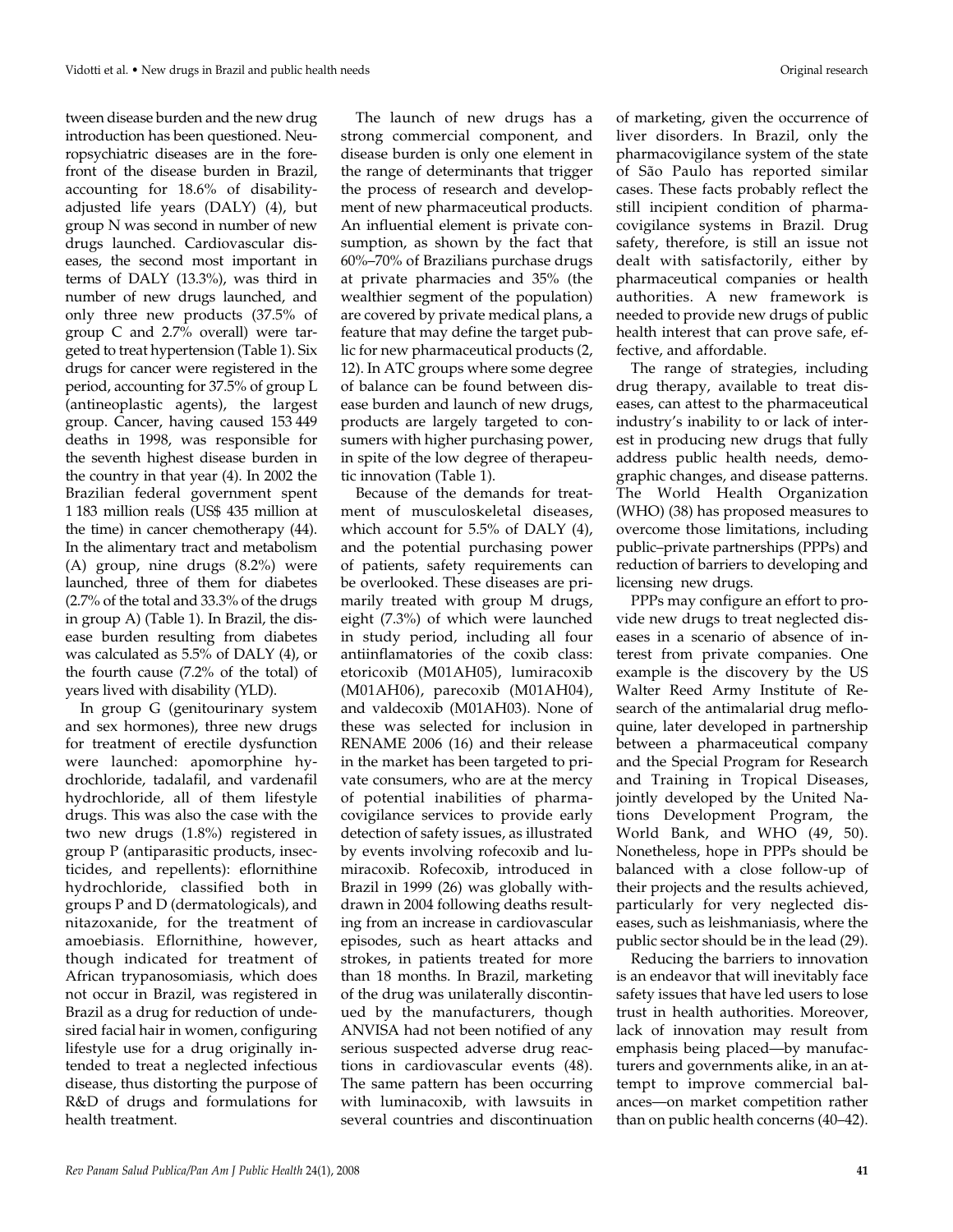tween disease burden and the new drug introduction has been questioned. Neuropsychiatric diseases are in the forefront of the disease burden in Brazil, accounting for 18.6% of disability-adjusted life years (DALY) (4), but group N was second in number of new drugs launched. Cardiovascular diseases, the second most important in terms of DALY (13.3%), was third in number of new drugs launched, and only three new products (37.5% of group C and 2.7% overall) were targeted to treat hypertension (Table 1). Six drugs for cancer were registered in the period, accounting for 37.5% of group L (antineoplastic agents), the largest group. Cancer, having caused 153 449 deaths in 1998, was responsible for the seventh highest disease burden in the country in that year (4). In 2002 the Brazilian federal government spent 1 183 million reals (US$ 435 million at the time) in cancer chemotherapy (44). In the alimentary tract and metabolism (A) group, nine drugs (8.2%) were launched, three of them for diabetes (2.7% of the total and 33.3% of the drugs in group A) (Table 1). In Brazil, the disease burden resulting from diabetes was calculated as 5.5% of DALY (4), or the fourth cause (7.2% of the total) of years lived with disability (YLD).

In group G (genitourinary system and sex hormones), three new drugs for treatment of erectile dysfunction were launched: apomorphine hydrochloride, tadalafil, and vardenafil hydrochloride, all of them lifestyle drugs. This was also the case with the two new drugs (1.8%) registered in group P (antiparasitic products, insecticides, and repellents): eflornithine hydrochloride, classified both in groups P and D (dermatologicals), and nitazoxanide, for the treatment of amoebiasis. Eflornithine, however, though indicated for treatment of African trypanosomiasis, which does not occur in Brazil, was registered in Brazil as a drug for reduction of undesired facial hair in women, configuring lifestyle use for a drug originally intended to treat a neglected infectious disease, thus distorting the purpose of R&D of drugs and formulations for health treatment.

The launch of new drugs has a strong commercial component, and disease burden is only one element in the range of determinants that trigger the process of research and development of new pharmaceutical products. An influential element is private consumption, as shown by the fact that 60%–70% of Brazilians purchase drugs at private pharmacies and 35% (the wealthier segment of the population) are covered by private medical plans, a feature that may define the target public for new pharmaceutical products (2, 12). In ATC groups where some degree of balance can be found between disease burden and launch of new drugs, products are largely targeted to consumers with higher purchasing power, in spite of the low degree of therapeutic innovation (Table 1).

Because of the demands for treatment of musculoskeletal diseases, which account for 5.5% of DALY (4), and the potential purchasing power of patients, safety requirements can be overlooked. These diseases are primarily treated with group M drugs, eight (7.3%) of which were launched in study period, including all four antiinflamatories of the coxib class: etoricoxib (M01AH05), lumiracoxib (M01AH06), parecoxib (M01AH04), and valdecoxib (M01AH03). None of these was selected for inclusion in RENAME 2006 (16) and their release in the market has been targeted to private consumers, who are at the mercy of potential inabilities of pharmacovigilance services to provide early detection of safety issues, as illustrated by events involving rofecoxib and lumiracoxib. Rofecoxib, introduced in Brazil in 1999 (26) was globally withdrawn in 2004 following deaths resulting from an increase in cardiovascular episodes, such as heart attacks and strokes, in patients treated for more than 18 months. In Brazil, marketing of the drug was unilaterally discontinued by the manufacturers, though ANVISA had not been notified of any serious suspected adverse drug reactions in cardiovascular events (48). The same pattern has been occurring with luminacoxib, with lawsuits in several countries and discontinuation of marketing, given the occurrence of liver disorders. In Brazil, only the pharmacovigilance system of the state of São Paulo has reported similar cases. These facts probably reflect the still incipient condition of pharmacovigilance systems in Brazil. Drug safety, therefore, is still an issue not dealt with satisfactorily, either by pharmaceutical companies or health authorities. A new framework is needed to provide new drugs of public health interest that can prove safe, effective, and affordable.

The range of strategies, including drug therapy, available to treat diseases, can attest to the pharmaceutical industry's inability to or lack of interest in producing new drugs that fully address public health needs, demographic changes, and disease patterns. The World Health Organization (WHO) (38) has proposed measures to overcome those limitations, including public–private partnerships (PPPs) and reduction of barriers to developing and licensing new drugs.

PPPs may configure an effort to provide new drugs to treat neglected diseases in a scenario of absence of interest from private companies. One example is the discovery by the US Walter Reed Army Institute of Research of the antimalarial drug mefloquine, later developed in partnership between a pharmaceutical company and the Special Program for Research and Training in Tropical Diseases, jointly developed by the United Nations Development Program, the World Bank, and WHO (49, 50). Nonetheless, hope in PPPs should be balanced with a close follow-up of their projects and the results achieved, particularly for very neglected diseases, such as leishmaniasis, where the public sector should be in the lead (29).

Reducing the barriers to innovation is an endeavor that will inevitably face safety issues that have led users to lose trust in health authorities. Moreover, lack of innovation may result from emphasis being placed—by manufacturers and governments alike, in an attempt to improve commercial balances—on market competition rather than on public health concerns (40–42).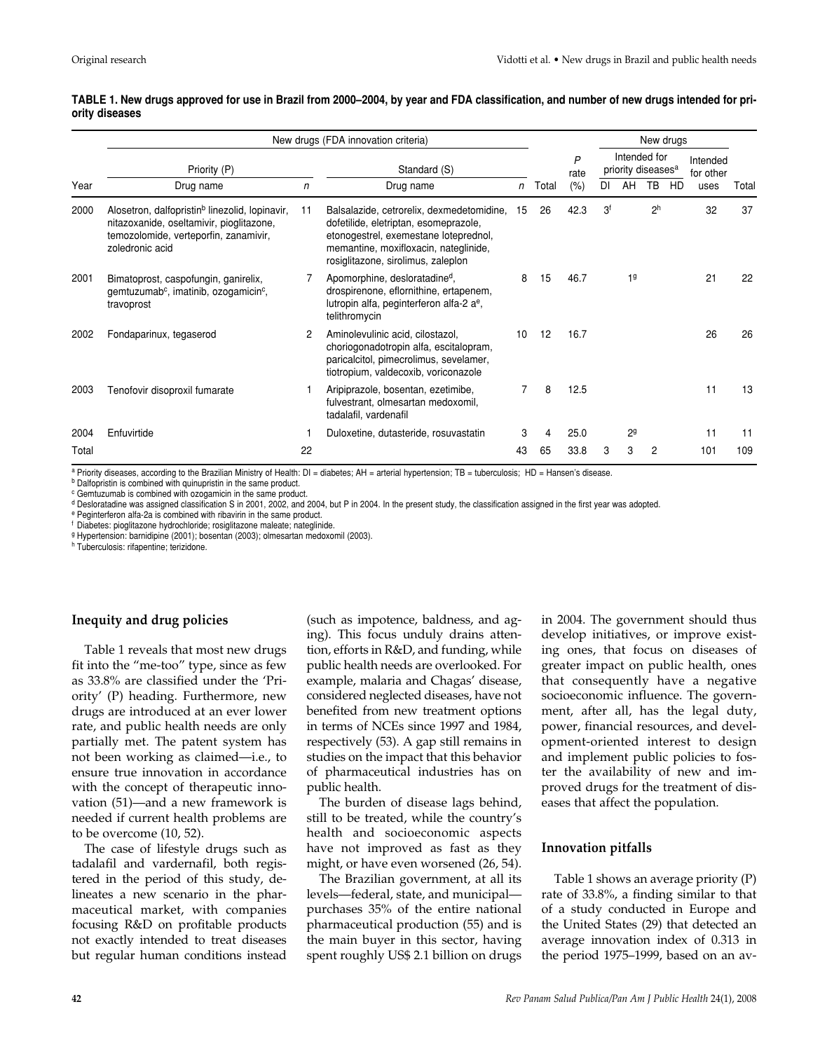**TABLE 1. New drugs approved for use in Brazil from 2000–2004, by year and FDA classification, and number of new drugs intended for priority diseases**

| Year | New drugs (FDA innovation criteria) | | | | | | New drugs | | | | | |
|---|---|---|---|---|---|---|---|---|---|---|---|---|
| | Priority (P) | | Standard (S) | | | *P* rate | Intended for priority diseases[a] | | | | Intended for other | |
| | Drug name | *n* | Drug name | *n* | Total | (%) | DI | AH | TB | HD | uses | Total |
| 2000 | Alosetron, dalfopristin[b] linezolid, lopinavir, nitazoxanide, oseltamivir, pioglitazone, temozolomide, verteporfin, zanamivir, zoledronic acid | 11 | Balsalazide, cetrorelix, dexmedetomidine, dofetilide, eletriptan, esomeprazole, etonogestrel, exemestane loteprednol, memantine, moxifloxacin, nateglinide, rosiglitazone, sirolimus, zaleplon | 15 | 26 | 42.3 | 3[f] | | 2[h] | | 32 | 37 |
| 2001 | Bimatoprost, caspofungin, ganirelix, gemtuzumab[c], imatinib, ozogamicin[c], travoprost | 7 | Apomorphine, desloratadine[d], drospirenone, eflornithine, ertapenem, lutropin alfa, peginterferon alfa-2 a[e], telithromycin | 8 | 15 | 46.7 | | 1[g] | | | 21 | 22 |
| 2002 | Fondaparinux, tegaserod | 2 | Aminolevulinic acid, cilostazol, choriogonadotropin alfa, escitalopram, paricalcitol, pimecrolimus, sevelamer, tiotropium, valdecoxib, voriconazole | 10 | 12 | 16.7 | | | | | 26 | 26 |
| 2003 | Tenofovir disoproxil fumarate | 1 | Aripiprazole, bosentan, ezetimibe, fulvestrant, olmesartan medoxomil, tadalafil, vardenafil | 7 | 8 | 12.5 | | | | | 11 | 13 |
| 2004 | Enfuvirtide | 1 | Duloxetine, dutasteride, rosuvastatin | 3 | 4 | 25.0 | | 2[g] | | | 11 | 11 |
| Total | | 22 | | 43 | 65 | 33.8 | 3 | 3 | 2 | | 101 | 109 |

[a] Priority diseases, according to the Brazilian Ministry of Health: DI = diabetes; AH = arterial hypertension; TB = tuberculosis; HD = Hansen's disease.
[b] Dalfopristin is combined with quinupristin in the same product.
[c] Gemtuzumab is combined with ozogamicin in the same product.
[d] Desloratadine was assigned classification S in 2001, 2002, and 2004, but P in 2004. In the present study, the classification assigned in the first year was adopted.
[e] Peginterferon alfa-2a is combined with ribavirin in the same product.
[f] Diabetes: pioglitazone hydrochloride; rosiglitazone maleate; nateglinide.
[g] Hypertension: barnidipine (2001); bosentan (2003); olmesartan medoxomil (2003).
[h] Tuberculosis: rifapentine; terizidone.

## Inequity and drug policies

Table 1 reveals that most new drugs fit into the "me-too" type, since as few as 33.8% are classified under the 'Priority' (P) heading. Furthermore, new drugs are introduced at an ever lower rate, and public health needs are only partially met. The patent system has not been working as claimed—i.e., to ensure true innovation in accordance with the concept of therapeutic innovation (51)—and a new framework is needed if current health problems are to be overcome (10, 52).

The case of lifestyle drugs such as tadalafil and vardernafil, both registered in the period of this study, delineates a new scenario in the pharmaceutical market, with companies focusing R&D on profitable products not exactly intended to treat diseases but regular human conditions instead (such as impotence, baldness, and aging). This focus unduly drains attention, efforts in R&D, and funding, while public health needs are overlooked. For example, malaria and Chagas' disease, considered neglected diseases, have not benefited from new treatment options in terms of NCEs since 1997 and 1984, respectively (53). A gap still remains in studies on the impact that this behavior of pharmaceutical industries has on public health.

The burden of disease lags behind, still to be treated, while the country's health and socioeconomic aspects have not improved as fast as they might, or have even worsened (26, 54).

The Brazilian government, at all its levels—federal, state, and municipal—purchases 35% of the entire national pharmaceutical production (55) and is the main buyer in this sector, having spent roughly US$ 2.1 billion on drugs in 2004. The government should thus develop initiatives, or improve existing ones, that focus on diseases of greater impact on public health, ones that consequently have a negative socioeconomic influence. The government, after all, has the legal duty, power, financial resources, and development-oriented interest to design and implement public policies to foster the availability of new and improved drugs for the treatment of diseases that affect the population.

## Innovation pitfalls

Table 1 shows an average priority (P) rate of 33.8%, a finding similar to that of a study conducted in Europe and the United States (29) that detected an average innovation index of 0.313 in the period 1975–1999, based on an av-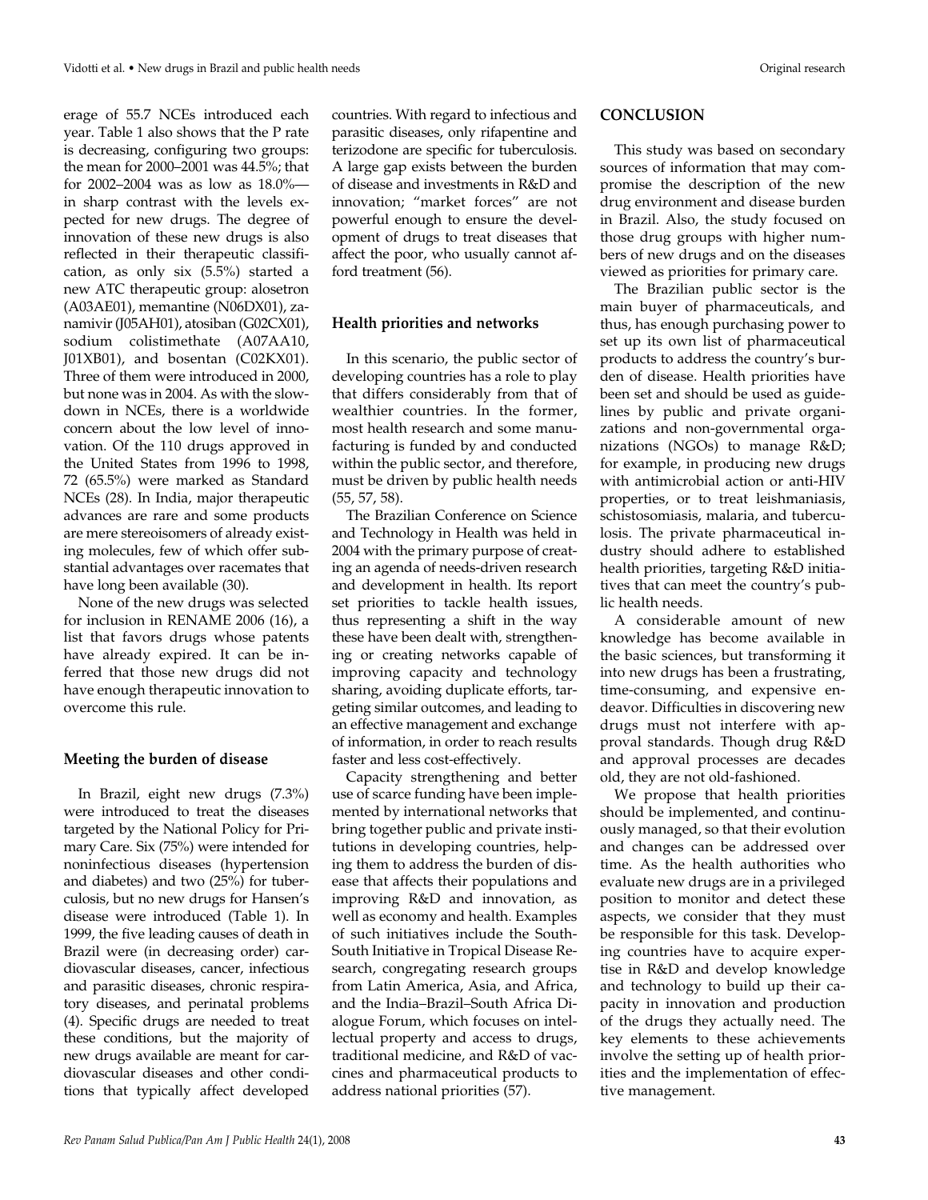erage of 55.7 NCEs introduced each year. Table 1 also shows that the P rate is decreasing, configuring two groups: the mean for 2000–2001 was 44.5%; that for 2002–2004 was as low as 18.0%—in sharp contrast with the levels expected for new drugs. The degree of innovation of these new drugs is also reflected in their therapeutic classification, as only six (5.5%) started a new ATC therapeutic group: alosetron (A03AE01), memantine (N06DX01), zanamivir (J05AH01), atosiban (G02CX01), sodium colistimethate (A07AA10, J01XB01), and bosentan (C02KX01). Three of them were introduced in 2000, but none was in 2004. As with the slowdown in NCEs, there is a worldwide concern about the low level of innovation. Of the 110 drugs approved in the United States from 1996 to 1998, 72 (65.5%) were marked as Standard NCEs (28). In India, major therapeutic advances are rare and some products are mere stereoisomers of already existing molecules, few of which offer substantial advantages over racemates that have long been available (30).

None of the new drugs was selected for inclusion in RENAME 2006 (16), a list that favors drugs whose patents have already expired. It can be inferred that those new drugs did not have enough therapeutic innovation to overcome this rule.

### Meeting the burden of disease

In Brazil, eight new drugs (7.3%) were introduced to treat the diseases targeted by the National Policy for Primary Care. Six (75%) were intended for noninfectious diseases (hypertension and diabetes) and two (25%) for tuberculosis, but no new drugs for Hansen's disease were introduced (Table 1). In 1999, the five leading causes of death in Brazil were (in decreasing order) cardiovascular diseases, cancer, infectious and parasitic diseases, chronic respiratory diseases, and perinatal problems (4). Specific drugs are needed to treat these conditions, but the majority of new drugs available are meant for cardiovascular diseases and other conditions that typically affect developed countries. With regard to infectious and parasitic diseases, only rifapentine and terizodone are specific for tuberculosis. A large gap exists between the burden of disease and investments in R&D and innovation; "market forces" are not powerful enough to ensure the development of drugs to treat diseases that affect the poor, who usually cannot afford treatment (56).

### Health priorities and networks

In this scenario, the public sector of developing countries has a role to play that differs considerably from that of wealthier countries. In the former, most health research and some manufacturing is funded by and conducted within the public sector, and therefore, must be driven by public health needs (55, 57, 58).

The Brazilian Conference on Science and Technology in Health was held in 2004 with the primary purpose of creating an agenda of needs-driven research and development in health. Its report set priorities to tackle health issues, thus representing a shift in the way these have been dealt with, strengthening or creating networks capable of improving capacity and technology sharing, avoiding duplicate efforts, targeting similar outcomes, and leading to an effective management and exchange of information, in order to reach results faster and less cost-effectively.

Capacity strengthening and better use of scarce funding have been implemented by international networks that bring together public and private institutions in developing countries, helping them to address the burden of disease that affects their populations and improving R&D and innovation, as well as economy and health. Examples of such initiatives include the South-South Initiative in Tropical Disease Research, congregating research groups from Latin America, Asia, and Africa, and the India–Brazil–South Africa Dialogue Forum, which focuses on intellectual property and access to drugs, traditional medicine, and R&D of vaccines and pharmaceutical products to address national priorities (57).

## CONCLUSION

This study was based on secondary sources of information that may compromise the description of the new drug environment and disease burden in Brazil. Also, the study focused on those drug groups with higher numbers of new drugs and on the diseases viewed as priorities for primary care.

The Brazilian public sector is the main buyer of pharmaceuticals, and thus, has enough purchasing power to set up its own list of pharmaceutical products to address the country's burden of disease. Health priorities have been set and should be used as guidelines by public and private organizations and non-governmental organizations (NGOs) to manage R&D; for example, in producing new drugs with antimicrobial action or anti-HIV properties, or to treat leishmaniasis, schistosomiasis, malaria, and tuberculosis. The private pharmaceutical industry should adhere to established health priorities, targeting R&D initiatives that can meet the country's public health needs.

A considerable amount of new knowledge has become available in the basic sciences, but transforming it into new drugs has been a frustrating, time-consuming, and expensive endeavor. Difficulties in discovering new drugs must not interfere with approval standards. Though drug R&D and approval processes are decades old, they are not old-fashioned.

We propose that health priorities should be implemented, and continuously managed, so that their evolution and changes can be addressed over time. As the health authorities who evaluate new drugs are in a privileged position to monitor and detect these aspects, we consider that they must be responsible for this task. Developing countries have to acquire expertise in R&D and develop knowledge and technology to build up their capacity in innovation and production of the drugs they actually need. The key elements to these achievements involve the setting up of health priorities and the implementation of effective management.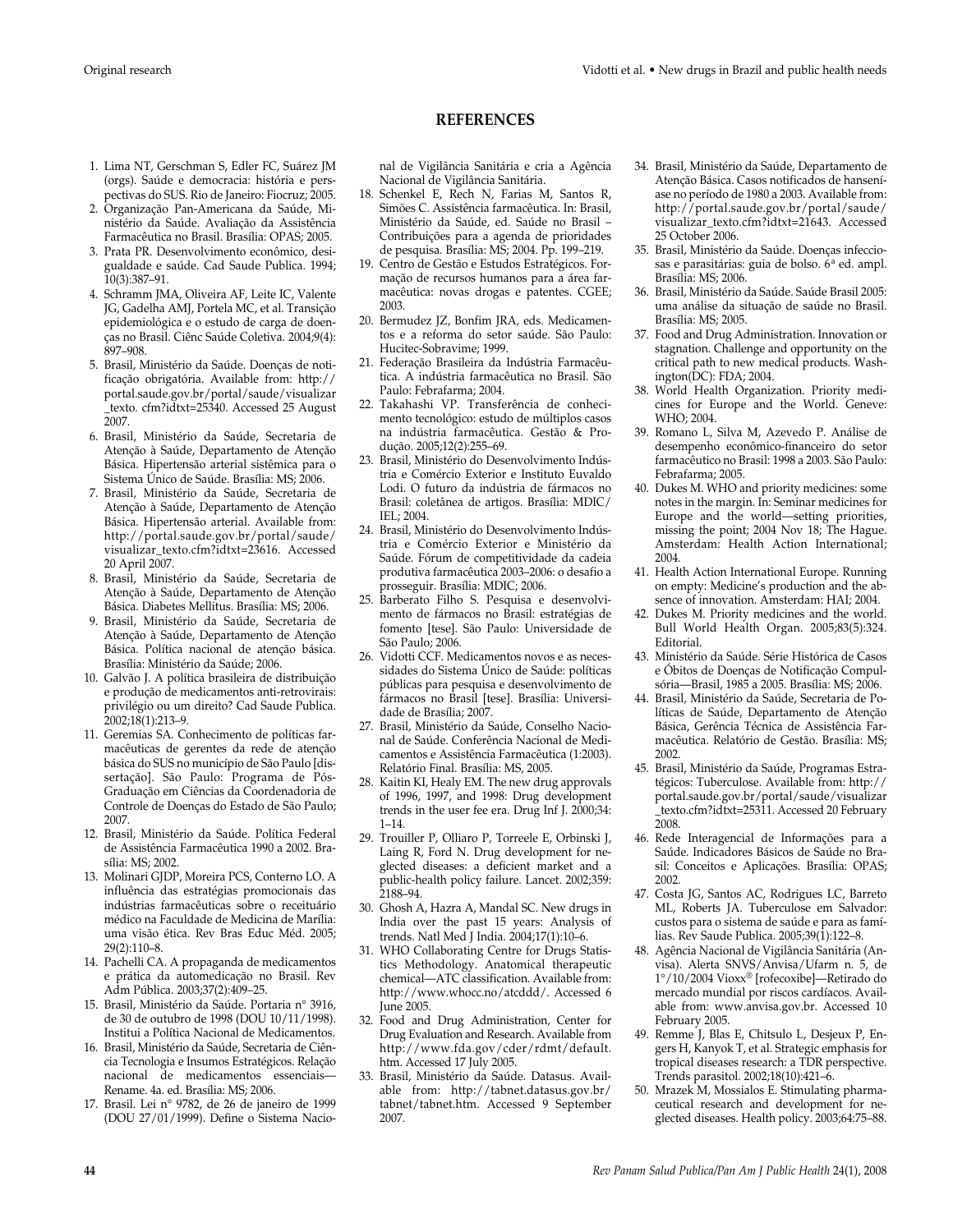## REFERENCES

1. Lima NT, Gerschman S, Edler FC, Suárez JM (orgs). Saúde e democracia: história e perspectivas do SUS. Rio de Janeiro: Fiocruz; 2005.
2. Organização Pan-Americana da Saúde, Ministério da Saúde. Avaliação da Assistência Farmacêutica no Brasil. Brasília: OPAS; 2005.
3. Prata PR. Desenvolvimento econômico, desigualdade e saúde. Cad Saude Publica. 1994; 10(3):387–91.
4. Schramm JMA, Oliveira AF, Leite IC, Valente JG, Gadelha AMJ, Portela MC, et al. Transição epidemiológica e o estudo de carga de doenças no Brasil. Ciênc Saúde Coletiva. 2004;9(4): 897–908.
5. Brasil, Ministério da Saúde. Doenças de notificação obrigatória. Available from: http://portal.saude.gov.br/portal/saude/visualizar_texto. cfm?idtxt=25340. Accessed 25 August 2007.
6. Brasil, Ministério da Saúde, Secretaria de Atenção à Saúde, Departamento de Atenção Básica. Hipertensão arterial sistêmica para o Sistema Único de Saúde. Brasília: MS; 2006.
7. Brasil, Ministério da Saúde, Secretaria de Atenção à Saúde, Departamento de Atenção Básica. Hipertensão arterial. Available from: http://portal.saude.gov.br/portal/saude/visualizar_texto.cfm?idtxt=23616. Accessed 20 April 2007.
8. Brasil, Ministério da Saúde, Secretaria de Atenção à Saúde, Departamento de Atenção Básica. Diabetes Mellitus. Brasília: MS; 2006.
9. Brasil, Ministério da Saúde, Secretaria de Atenção à Saúde, Departamento de Atenção Básica. Política nacional de atenção básica. Brasília: Ministério da Saúde; 2006.
10. Galvão J. A política brasileira de distribuição e produção de medicamentos anti-retrovirais: privilégio ou um direito? Cad Saude Publica. 2002;18(1):213–9.
11. Geremias SA. Conhecimento de políticas farmacêuticas de gerentes da rede de atenção básica do SUS no município de São Paulo [dissertação]. São Paulo: Programa de Pós-Graduação em Ciências da Coordenadoria de Controle de Doenças do Estado de São Paulo; 2007.
12. Brasil, Ministério da Saúde. Política Federal de Assistência Farmacêutica 1990 a 2002. Brasília: MS; 2002.
13. Molinari GJDP, Moreira PCS, Conterno LO. A influência das estratégias promocionais das indústrias farmacêuticas sobre o receituário médico na Faculdade de Medicina de Marília: uma visão ética. Rev Bras Educ Méd. 2005; 29(2):110–8.
14. Pachelli CA. A propaganda de medicamentos e prática da automedicação no Brasil. Rev Adm Pública. 2003;37(2):409–25.
15. Brasil, Ministério da Saúde. Portaria n° 3916, de 30 de outubro de 1998 (DOU 10/11/1998). Institui a Política Nacional de Medicamentos.
16. Brasil, Ministério da Saúde, Secretaria de Ciência Tecnologia e Insumos Estratégicos. Relação nacional de medicamentos essenciais—Rename. 4a. ed. Brasília: MS; 2006.
17. Brasil. Lei n° 9782, de 26 de janeiro de 1999 (DOU 27/01/1999). Define o Sistema Nacional de Vigilância Sanitária e cria a Agência Nacional de Vigilância Sanitária.
18. Schenkel E, Rech N, Farias M, Santos R, Simões C. Assistência farmacêutica. In: Brasil, Ministério da Saúde, ed. Saúde no Brasil – Contribuições para a agenda de prioridades de pesquisa. Brasília: MS; 2004. Pp. 199–219.
19. Centro de Gestão e Estudos Estratégicos. Formação de recursos humanos para a área farmacêutica: novas drogas e patentes. CGEE; 2003.
20. Bermudez JZ, Bonfim JRA, eds. Medicamentos e a reforma do setor saúde. São Paulo: Hucitec-Sobravime; 1999.
21. Federação Brasileira da Indústria Farmacêutica. A indústria farmacêutica no Brasil. São Paulo: Febrafarma; 2004.
22. Takahashi VP. Transferência de conhecimento tecnológico: estudo de múltiplos casos na indústria farmacêutica. Gestão & Produção. 2005;12(2):255–69.
23. Brasil, Ministério do Desenvolvimento Indústria e Comércio Exterior e Instituto Euvaldo Lodi. O futuro da indústria de fármacos no Brasil: coletânea de artigos. Brasília: MDIC/IEL; 2004.
24. Brasil, Ministério do Desenvolvimento Indústria e Comércio Exterior e Ministério da Saúde. Fórum de competitividade da cadeia produtiva farmacêutica 2003–2006: o desafio a prosseguir. Brasília: MDIC; 2006.
25. Barberato Filho S. Pesquisa e desenvolvimento de fármacos no Brasil: estratégias de fomento [tese]. São Paulo: Universidade de São Paulo; 2006.
26. Vidotti CCF. Medicamentos novos e as necessidades do Sistema Único de Saúde: políticas públicas para pesquisa e desenvolvimento de fármacos no Brasil [tese]. Brasília: Universidade de Brasília; 2007.
27. Brasil, Ministério da Saúde, Conselho Nacional de Saúde. Conferência Nacional de Medicamentos e Assistência Farmacêutica (1:2003). Relatório Final. Brasília: MS, 2005.
28. Kaitin KI, Healy EM. The new drug approvals of 1996, 1997, and 1998: Drug development trends in the user fee era. Drug Inf J. 2000;34: 1–14.
29. Trouiller P, Olliaro P, Torreele E, Orbinski J, Laing R, Ford N. Drug development for neglected diseases: a deficient market and a public-health policy failure. Lancet. 2002;359: 2188–94.
30. Ghosh A, Hazra A, Mandal SC. New drugs in India over the past 15 years: Analysis of trends. Natl Med J India. 2004;17(1):10–6.
31. WHO Collaborating Centre for Drugs Statistics Methodology. Anatomical therapeutic chemical—ATC classification. Available from: http://www.whocc.no/atcddd/. Accessed 6 June 2005.
32. Food and Drug Administration, Center for Drug Evaluation and Research. Available from http://www.fda.gov/cder/rdmt/default.htm. Accessed 17 July 2005.
33. Brasil, Ministério da Saúde. Datasus. Available from: http://tabnet.datasus.gov.br/tabnet/tabnet.htm. Accessed 9 September 2007.
34. Brasil, Ministério da Saúde, Departamento de Atenção Básica. Casos notificados de hanseníase no período de 1980 a 2003. Available from: http://portal.saude.gov.br/portal/saude/visualizar_texto.cfm?idtxt=21643. Accessed 25 October 2006.
35. Brasil, Ministério da Saúde. Doenças infecciosas e parasitárias: guia de bolso. 6ª ed. ampl. Brasília: MS; 2006.
36. Brasil, Ministério da Saúde. Saúde Brasil 2005: uma análise da situação de saúde no Brasil. Brasília: MS; 2005.
37. Food and Drug Administration. Innovation or stagnation. Challenge and opportunity on the critical path to new medical products. Washington(DC): FDA; 2004.
38. World Health Organization. Priority medicines for Europe and the World. Geneve: WHO; 2004.
39. Romano L, Silva M, Azevedo P. Análise de desempenho econômico-financeiro do setor farmacêutico no Brasil: 1998 a 2003. São Paulo: Febrafarma; 2005.
40. Dukes M. WHO and priority medicines: some notes in the margin. In: Seminar medicines for Europe and the world—setting priorities, missing the point; 2004 Nov 18; The Hague. Amsterdam: Health Action International; 2004.
41. Health Action International Europe. Running on empty: Medicine's production and the absence of innovation. Amsterdam: HAI; 2004.
42. Dukes M. Priority medicines and the world. Bull World Health Organ. 2005;83(5):324. Editorial.
43. Ministério da Saúde. Série Histórica de Casos e Óbitos de Doenças de Notificação Compulsória—Brasil, 1985 a 2005. Brasília: MS; 2006.
44. Brasil, Ministério da Saúde, Secretaria de Políticas de Saúde, Departamento de Atenção Básica, Gerência Técnica de Assistência Farmacêutica. Relatório de Gestão. Brasília: MS; 2002.
45. Brasil, Ministério da Saúde, Programas Estratégicos: Tuberculose. Available from: http://portal.saude.gov.br/portal/saude/visualizar_texto.cfm?idtxt=25311. Accessed 20 February 2008.
46. Rede Interagencial de Informações para a Saúde. Indicadores Básicos de Saúde no Brasil: Conceitos e Aplicações. Brasília: OPAS; 2002.
47. Costa JG, Santos AC, Rodrigues LC, Barreto ML, Roberts JA. Tuberculose em Salvador: custos para o sistema de saúde e para as famílias. Rev Saude Publica. 2005;39(1):122–8.
48. Agência Nacional de Vigilância Sanitária (Anvisa). Alerta SNVS/Anvisa/Ufarm n. 5, de 1°/10/2004 Vioxx® [rofecoxibe]—Retirado do mercado mundial por riscos cardíacos. Available from: www.anvisa.gov.br. Accessed 10 February 2005.
49. Remme J, Blas E, Chitsulo L, Desjeux P, Engers H, Kanyok T, et al. Strategic emphasis for tropical diseases research: a TDR perspective. Trends parasitol. 2002;18(10):421–6.
50. Mrazek M, Mossialos E. Stimulating pharmaceutical research and development for neglected diseases. Health policy. 2003;64:75–88.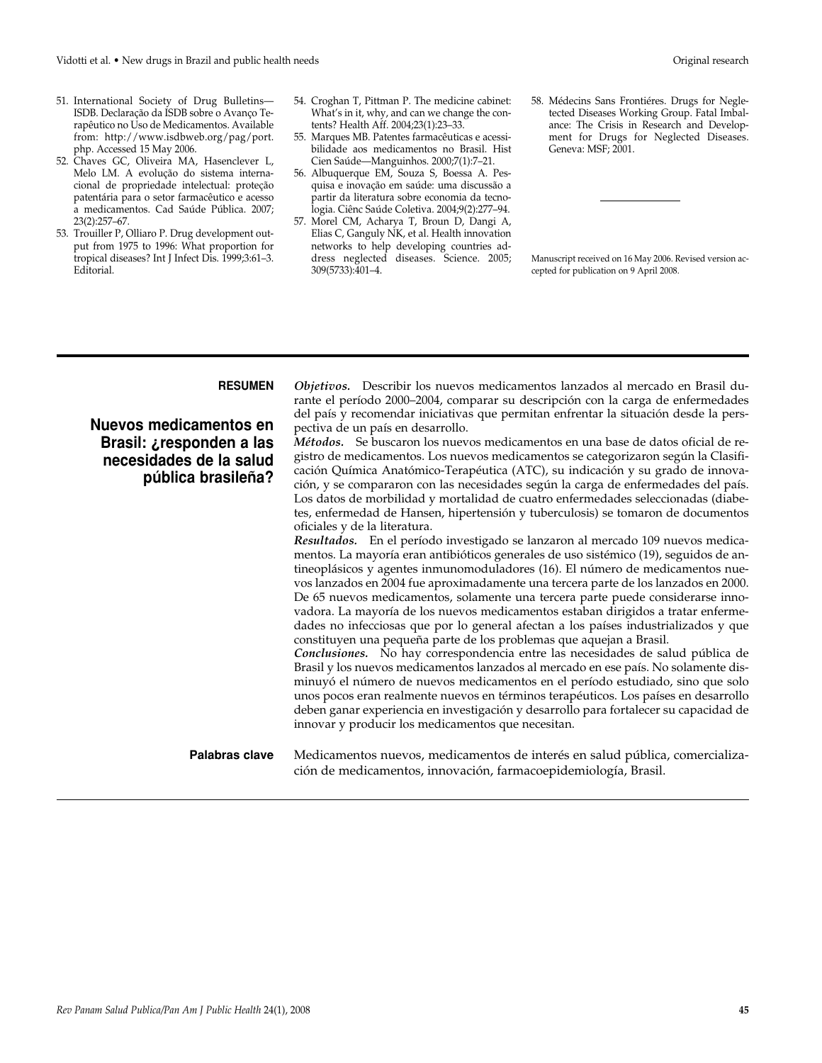51. International Society of Drug Bulletins—ISDB. Declaração da ISDB sobre o Avanço Terapêutico no Uso de Medicamentos. Available from: http://www.isdbweb.org/pag/port.php. Accessed 15 May 2006.
52. Chaves GC, Oliveira MA, Hasenclever L, Melo LM. A evolução do sistema internacional de propriedade intelectual: proteção patentária para o setor farmacêutico e acesso a medicamentos. Cad Saúde Pública. 2007; 23(2):257–67.
53. Trouiller P, Olliaro P. Drug development output from 1975 to 1996: What proportion for tropical diseases? Int J Infect Dis. 1999;3:61–3. Editorial.
54. Croghan T, Pittman P. The medicine cabinet: What's in it, why, and can we change the contents? Health Aff. 2004;23(1):23–33.
55. Marques MB. Patentes farmacêuticas e acessibilidade aos medicamentos no Brasil. Hist Cien Saúde—Manguinhos. 2000;7(1):7–21.
56. Albuquerque EM, Souza S, Boessa A. Pesquisa e inovação em saúde: uma discussão a partir da literatura sobre economia da tecnologia. Ciênc Saúde Coletiva. 2004;9(2):277–94.
57. Morel CM, Acharya T, Broun D, Dangi A, Elias C, Ganguly NK, et al. Health innovation networks to help developing countries address neglected diseases. Science. 2005; 309(5733):401–4.
58. Médecins Sans Frontiéres. Drugs for Neglected Diseases Working Group. Fatal Imbalance: The Crisis in Research and Development for Drugs for Neglected Diseases. Geneva: MSF; 2001.

Manuscript received on 16 May 2006. Revised version accepted for publication on 9 April 2008.

---

**RESUMEN**

## Nuevos medicamentos en Brasil: ¿responden a las necesidades de la salud pública brasileña?

***Objetivos.*** Describir los nuevos medicamentos lanzados al mercado en Brasil durante el período 2000–2004, comparar su descripción con la carga de enfermedades del país y recomendar iniciativas que permitan enfrentar la situación desde la perspectiva de un país en desarrollo.

***Métodos.*** Se buscaron los nuevos medicamentos en una base de datos oficial de registro de medicamentos. Los nuevos medicamentos se categorizaron según la Clasificación Química Anatómico-Terapéutica (ATC), su indicación y su grado de innovación, y se compararon con las necesidades según la carga de enfermedades del país. Los datos de morbilidad y mortalidad de cuatro enfermedades seleccionadas (diabetes, enfermedad de Hansen, hipertensión y tuberculosis) se tomaron de documentos oficiales y de la literatura.

***Resultados.*** En el período investigado se lanzaron al mercado 109 nuevos medicamentos. La mayoría eran antibióticos generales de uso sistémico (19), seguidos de antineoplásicos y agentes inmunomoduladores (16). El número de medicamentos nuevos lanzados en 2004 fue aproximadamente una tercera parte de los lanzados en 2000. De 65 nuevos medicamentos, solamente una tercera parte puede considerarse innovadora. La mayoría de los nuevos medicamentos estaban dirigidos a tratar enfermedades no infecciosas que por lo general afectan a los países industrializados y que constituyen una pequeña parte de los problemas que aquejan a Brasil.

***Conclusiones.*** No hay correspondencia entre las necesidades de salud pública de Brasil y los nuevos medicamentos lanzados al mercado en ese país. No solamente disminuyó el número de nuevos medicamentos en el período estudiado, sino que solo unos pocos eran realmente nuevos en términos terapéuticos. Los países en desarrollo deben ganar experiencia en investigación y desarrollo para fortalecer su capacidad de innovar y producir los medicamentos que necesitan.

**Palabras clave** Medicamentos nuevos, medicamentos de interés en salud pública, comercialización de medicamentos, innovación, farmacoepidemiología, Brasil.